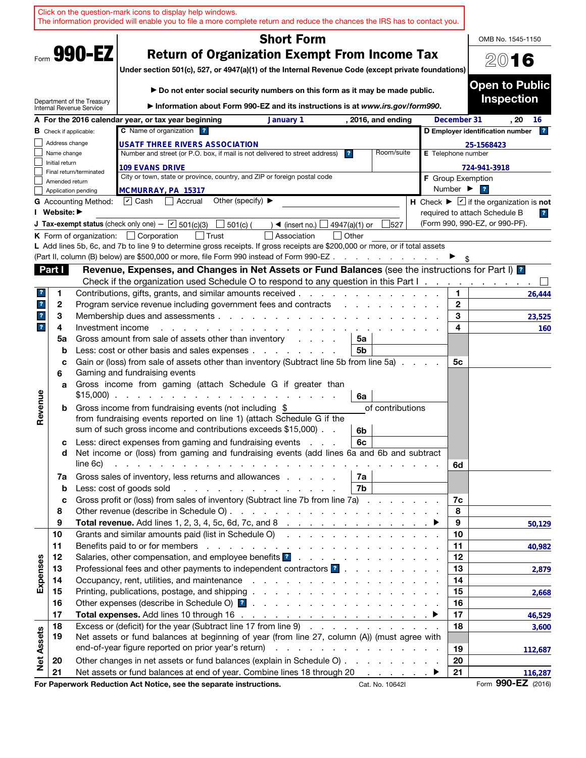Click on the question-mark icons to display help windows.
The information provided will enable you to file a more complete return and reduce the chances the IRS has to contact you.

Form **990-EZ**

# Short Form
# Return of Organization Exempt From Income Tax

**Under section 501(c), 527, or 4947(a)(1) of the Internal Revenue Code (except private foundations)**

▶ **Do not enter social security numbers on this form as it may be made public.**

▶ **Information about Form 990-EZ and its instructions is at *www.irs.gov/form990*.**

Department of the Treasury
Internal Revenue Service

OMB No. 1545-1150

**2016**

**Open to Public Inspection**

**A** For the 2016 calendar year, or tax year beginning **January 1**, 2016, and ending **December 31**, 20 **16**

**B** Check if applicable:
- ☐ Address change
- ☐ Name change
- ☐ Initial return
- ☐ Final return/terminated
- ☐ Amended return
- ☐ Application pending

**C** Name of organization: **USATF THREE RIVERS ASSOCIATION**

Number and street (or P.O. box, if mail is not delivered to street address): **109 EVANS DRIVE** Room/suite

City or town, state or province, country, and ZIP or foreign postal code: **MCMURRAY, PA 15317**

**D Employer identification number:** 25-1568423

**E** Telephone number: 724-941-3918

**F** Group Exemption Number ▶

**G** Accounting Method: ☑ Cash ☐ Accrual Other (specify) ▶

**I** Website: ▶

**H** Check ▶ ☑ if the organization is **not** required to attach Schedule B (Form 990, 990-EZ, or 990-PF).

**J** Tax-exempt status (check only one) — ☑ 501(c)(3) ☐ 501(c) ( ) ◀ (insert no.) ☐ 4947(a)(1) or ☐ 527

**K** Form of organization: ☐ Corporation ☐ Trust ☐ Association ☐ Other

**L** Add lines 5b, 6c, and 7b to line 9 to determine gross receipts. If gross receipts are $200,000 or more, or if total assets (Part II, column (B) below) are $500,000 or more, file Form 990 instead of Form 990-EZ . . . . . ▶ $

## Part I — Revenue, Expenses, and Changes in Net Assets or Fund Balances (see the instructions for Part I)

Check if the organization used Schedule O to respond to any question in this Part I . . . ☐

| Section | Line | Description | Sub-line | Sub-amount | Line | Amount |
|---|---|---|---|---|---|---|
| Revenue | 1 | Contributions, gifts, grants, and similar amounts received | | | 1 | 26,444 |
| | 2 | Program service revenue including government fees and contracts | | | 2 | |
| | 3 | Membership dues and assessments | | | 3 | 23,525 |
| | 4 | Investment income | | | 4 | 160 |
| | 5a | Gross amount from sale of assets other than inventory | 5a | | | |
| | b | Less: cost or other basis and sales expenses | 5b | | | |
| | c | Gain or (loss) from sale of assets other than inventory (Subtract line 5b from line 5a) | | | 5c | |
| | 6 | Gaming and fundraising events | | | | |
| | a | Gross income from gaming (attach Schedule G if greater than $15,000) | 6a | | | |
| | b | Gross income from fundraising events (not including $ ______ of contributions from fundraising events reported on line 1) (attach Schedule G if the sum of such gross income and contributions exceeds $15,000) | 6b | | | |
| | c | Less: direct expenses from gaming and fundraising events | 6c | | | |
| | d | Net income or (loss) from gaming and fundraising events (add lines 6a and 6b and subtract line 6c) | | | 6d | |
| | 7a | Gross sales of inventory, less returns and allowances | 7a | | | |
| | b | Less: cost of goods sold | 7b | | | |
| | c | Gross profit or (loss) from sales of inventory (Subtract line 7b from line 7a) | | | 7c | |
| | 8 | Other revenue (describe in Schedule O) | | | 8 | |
| | 9 | **Total revenue.** Add lines 1, 2, 3, 4, 5c, 6d, 7c, and 8 ▶ | | | 9 | 50,129 |
| Expenses | 10 | Grants and similar amounts paid (list in Schedule O) | | | 10 | |
| | 11 | Benefits paid to or for members | | | 11 | 40,982 |
| | 12 | Salaries, other compensation, and employee benefits | | | 12 | |
| | 13 | Professional fees and other payments to independent contractors | | | 13 | 2,879 |
| | 14 | Occupancy, rent, utilities, and maintenance | | | 14 | |
| | 15 | Printing, publications, postage, and shipping | | | 15 | 2,668 |
| | 16 | Other expenses (describe in Schedule O) | | | 16 | |
| | 17 | **Total expenses.** Add lines 10 through 16 ▶ | | | 17 | 46,529 |
| Net Assets | 18 | Excess or (deficit) for the year (Subtract line 17 from line 9) | | | 18 | 3,600 |
| | 19 | Net assets or fund balances at beginning of year (from line 27, column (A)) (must agree with end-of-year figure reported on prior year's return) | | | 19 | 112,687 |
| | 20 | Other changes in net assets or fund balances (explain in Schedule O) | | | 20 | |
| | 21 | Net assets or fund balances at end of year. Combine lines 18 through 20 ▶ | | | 21 | 116,287 |

**For Paperwork Reduction Act Notice, see the separate instructions.** Cat. No. 10642I Form **990-EZ** (2016)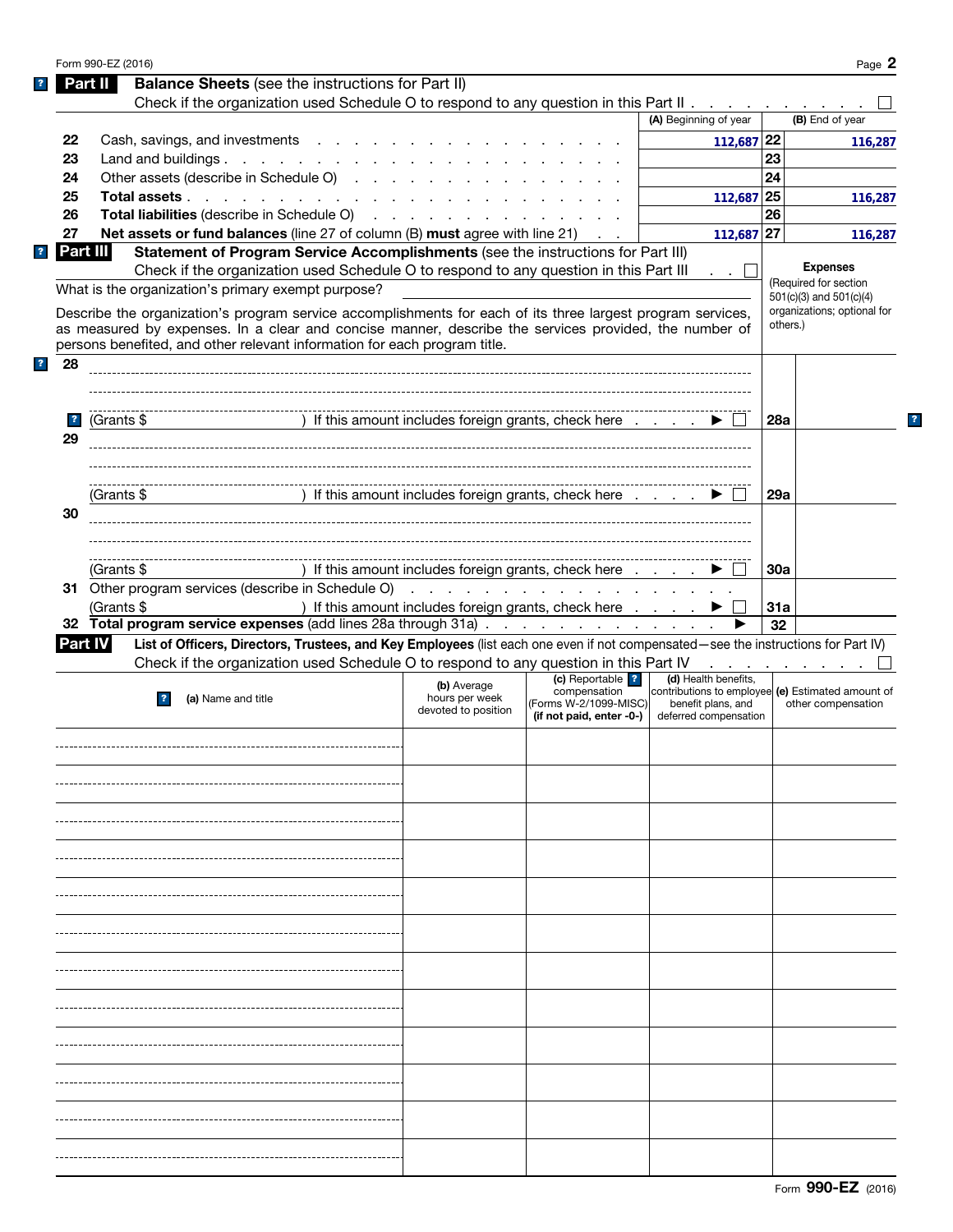Form 990-EZ (2016)

## Part II Balance Sheets (see the instructions for Part II)

Check if the organization used Schedule O to respond to any question in this Part II . . . . . . . . . . ☐

| | | (A) Beginning of year | | (B) End of year |
|---|---|---|---|---|
| 22 | Cash, savings, and investments | 112,687 | 22 | 116,287 |
| 23 | Land and buildings | | 23 | |
| 24 | Other assets (describe in Schedule O) | | 24 | |
| 25 | **Total assets** | 112,687 | 25 | 116,287 |
| 26 | **Total liabilities** (describe in Schedule O) | | 26 | |
| 27 | **Net assets or fund balances** (line 27 of column (B) **must** agree with line 21) | 112,687 | 27 | 116,287 |

## Part III Statement of Program Service Accomplishments (see the instructions for Part III)

Check if the organization used Schedule O to respond to any question in this Part III . . ☐

**Expenses** (Required for section 501(c)(3) and 501(c)(4) organizations; optional for others.)

What is the organization's primary exempt purpose?

Describe the organization's program service accomplishments for each of its three largest program services, as measured by expenses. In a clear and concise manner, describe the services provided, the number of persons benefited, and other relevant information for each program title.

| | | | |
|---|---|---|---|
| 28 | | | |
| | (Grants $ ) If this amount includes foreign grants, check here . . . . ▶ ☐ | 28a | |
| 29 | | | |
| | (Grants $ ) If this amount includes foreign grants, check here . . . . ▶ ☐ | 29a | |
| 30 | | | |
| | (Grants $ ) If this amount includes foreign grants, check here . . . . ▶ ☐ | 30a | |
| 31 | Other program services (describe in Schedule O) | | |
| | (Grants $ ) If this amount includes foreign grants, check here . . . . ▶ ☐ | 31a | |
| 32 | **Total program service expenses** (add lines 28a through 31a) . . . ▶ | 32 | |

## Part IV List of Officers, Directors, Trustees, and Key Employees (list each one even if not compensated—see the instructions for Part IV)

Check if the organization used Schedule O to respond to any question in this Part IV . . . . . . . . ☐

| (a) Name and title | (b) Average hours per week devoted to position | (c) Reportable compensation (Forms W-2/1099-MISC) (if not paid, enter -0-) | (d) Health benefits, contributions to employee benefit plans, and deferred compensation | (e) Estimated amount of other compensation |
|---|---|---|---|---|
| | | | | |
| | | | | |
| | | | | |
| | | | | |
| | | | | |
| | | | | |
| | | | | |
| | | | | |
| | | | | |
| | | | | |
| | | | | |
| | | | | |

Form **990-EZ** (2016)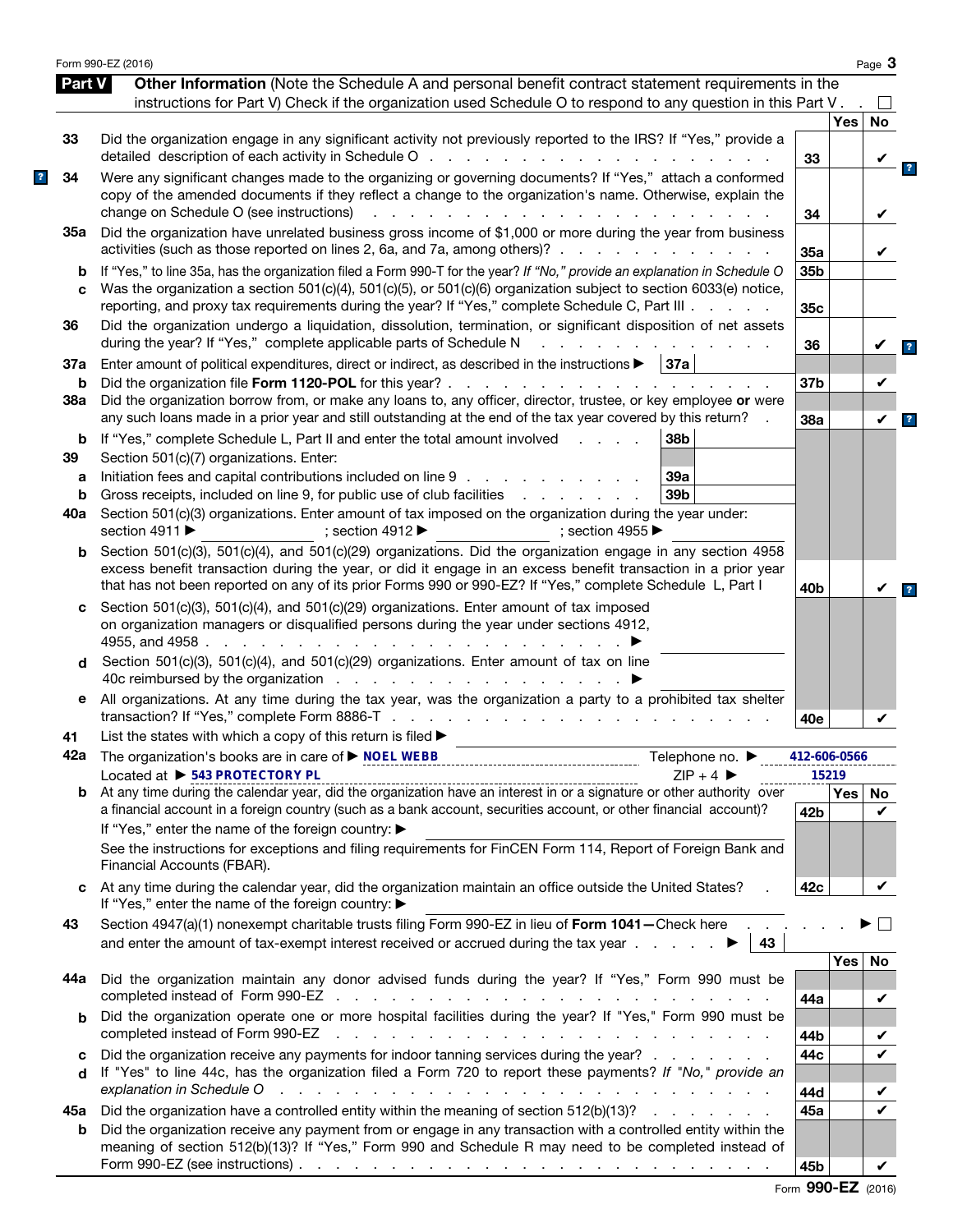Form 990-EZ (2016)

## Part V Other Information

(Note the Schedule A and personal benefit contract statement requirements in the instructions for Part V) Check if the organization used Schedule O to respond to any question in this Part V . . ☐

| | Question | Line | Yes | No |
|---|---|---|---|---|
| 33 | Did the organization engage in any significant activity not previously reported to the IRS? If "Yes," provide a detailed description of each activity in Schedule O | 33 | | ✔ |
| 34 | Were any significant changes made to the organizing or governing documents? If "Yes," attach a conformed copy of the amended documents if they reflect a change to the organization's name. Otherwise, explain the change on Schedule O (see instructions) | 34 | | ✔ |
| 35a | Did the organization have unrelated business gross income of $1,000 or more during the year from business activities (such as those reported on lines 2, 6a, and 7a, among others)? | 35a | | ✔ |
| b | If "Yes," to line 35a, has the organization filed a Form 990-T for the year? *If "No," provide an explanation in Schedule O* | 35b | | |
| c | Was the organization a section 501(c)(4), 501(c)(5), or 501(c)(6) organization subject to section 6033(e) notice, reporting, and proxy tax requirements during the year? If "Yes," complete Schedule C, Part III | 35c | | |
| 36 | Did the organization undergo a liquidation, dissolution, termination, or significant disposition of net assets during the year? If "Yes," complete applicable parts of Schedule N | 36 | | ✔ |
| 37a | Enter amount of political expenditures, direct or indirect, as described in the instructions ▶ 37a | | | |
| b | Did the organization file **Form 1120-POL** for this year? | 37b | | ✔ |
| 38a | Did the organization borrow from, or make any loans to, any officer, director, trustee, or key employee **or** were any such loans made in a prior year and still outstanding at the end of the tax year covered by this return? | 38a | | ✔ |
| b | If "Yes," complete Schedule L, Part II and enter the total amount involved ▶ 38b | | | |
| 39 | Section 501(c)(7) organizations. Enter: | | | |
| a | Initiation fees and capital contributions included on line 9 ▶ 39a | | | |
| b | Gross receipts, included on line 9, for public use of club facilities ▶ 39b | | | |
| 40a | Section 501(c)(3) organizations. Enter amount of tax imposed on the organization during the year under: section 4911 ▶ ; section 4912 ▶ ; section 4955 ▶ | | | |
| b | Section 501(c)(3), 501(c)(4), and 501(c)(29) organizations. Did the organization engage in any section 4958 excess benefit transaction during the year, or did it engage in an excess benefit transaction in a prior year that has not been reported on any of its prior Forms 990 or 990-EZ? If "Yes," complete Schedule L, Part I | 40b | | ✔ |
| c | Section 501(c)(3), 501(c)(4), and 501(c)(29) organizations. Enter amount of tax imposed on organization managers or disqualified persons during the year under sections 4912, 4955, and 4958 ▶ | | | |
| d | Section 501(c)(3), 501(c)(4), and 501(c)(29) organizations. Enter amount of tax on line 40c reimbursed by the organization ▶ | | | |
| e | All organizations. At any time during the tax year, was the organization a party to a prohibited tax shelter transaction? If "Yes," complete Form 8886-T | 40e | | ✔ |

41 List the states with which a copy of this return is filed ▶

42a The organization's books are in care of ▶ **NOEL WEBB** Telephone no. ▶ **412-606-0566**

Located at ▶ **543 PROTECTORY PL** ZIP + 4 ▶ **15219**

| | Question | Line | Yes | No |
|---|---|---|---|---|
| b | At any time during the calendar year, did the organization have an interest in or a signature or other authority over a financial account in a foreign country (such as a bank account, securities account, or other financial account)? If "Yes," enter the name of the foreign country: ▶ See the instructions for exceptions and filing requirements for FinCEN Form 114, Report of Foreign Bank and Financial Accounts (FBAR). | 42b | | ✔ |
| c | At any time during the calendar year, did the organization maintain an office outside the United States? If "Yes," enter the name of the foreign country: ▶ | 42c | | ✔ |

43 Section 4947(a)(1) nonexempt charitable trusts filing Form 990-EZ in lieu of **Form 1041—**Check here ▶ ☐ and enter the amount of tax-exempt interest received or accrued during the tax year ▶ 43

| | Question | Line | Yes | No |
|---|---|---|---|---|
| 44a | Did the organization maintain any donor advised funds during the year? If "Yes," Form 990 must be completed instead of Form 990-EZ | 44a | | ✔ |
| b | Did the organization operate one or more hospital facilities during the year? If "Yes," Form 990 must be completed instead of Form 990-EZ | 44b | | ✔ |
| c | Did the organization receive any payments for indoor tanning services during the year? | 44c | | ✔ |
| d | If "Yes" to line 44c, has the organization filed a Form 720 to report these payments? *If "No," provide an explanation in Schedule O* | 44d | | ✔ |
| 45a | Did the organization have a controlled entity within the meaning of section 512(b)(13)? | 45a | | ✔ |
| b | Did the organization receive any payment from or engage in any transaction with a controlled entity within the meaning of section 512(b)(13)? If "Yes," Form 990 and Schedule R may need to be completed instead of Form 990-EZ (see instructions) | 45b | | ✔ |

Form **990-EZ** (2016)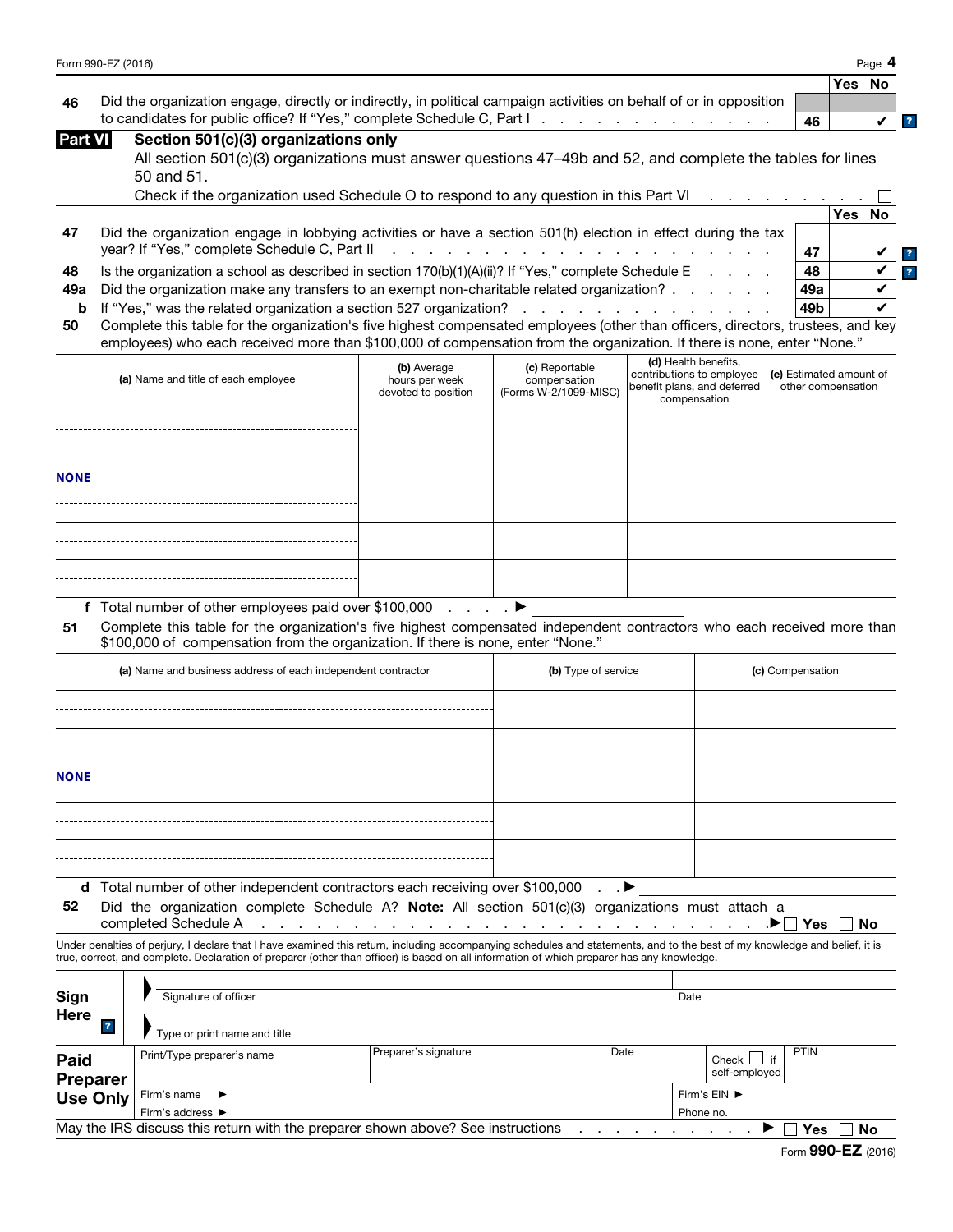| | | Yes | No |
|---|---|---|---|
| **46** Did the organization engage, directly or indirectly, in political campaign activities on behalf of or in opposition to candidates for public office? If "Yes," complete Schedule C, Part I | 46 | | ✔ |

## Part VI Section 501(c)(3) organizations only

All section 501(c)(3) organizations must answer questions 47–49b and 52, and complete the tables for lines 50 and 51.

Check if the organization used Schedule O to respond to any question in this Part VI ☐

| | | Yes | No |
|---|---|---|---|
| **47** Did the organization engage in lobbying activities or have a section 501(h) election in effect during the tax year? If "Yes," complete Schedule C, Part II | 47 | | ✔ |
| **48** Is the organization a school as described in section 170(b)(1)(A)(ii)? If "Yes," complete Schedule E | 48 | | ✔ |
| **49a** Did the organization make any transfers to an exempt non-charitable related organization? | 49a | | ✔ |
| **b** If "Yes," was the related organization a section 527 organization? | 49b | | ✔ |

**50** Complete this table for the organization's five highest compensated employees (other than officers, directors, trustees, and key employees) who each received more than $100,000 of compensation from the organization. If there is none, enter "None."

| (a) Name and title of each employee | (b) Average hours per week devoted to position | (c) Reportable compensation (Forms W-2/1099-MISC) | (d) Health benefits, contributions to employee benefit plans, and deferred compensation | (e) Estimated amount of other compensation |
|---|---|---|---|---|
| | | | | |
| NONE | | | | |
| | | | | |
| | | | | |
| | | | | |

**f** Total number of other employees paid over $100,000 ▶

**51** Complete this table for the organization's five highest compensated independent contractors who each received more than $100,000 of compensation from the organization. If there is none, enter "None."

| (a) Name and business address of each independent contractor | (b) Type of service | (c) Compensation |
|---|---|---|
| | | |
| | | |
| NONE | | |
| | | |
| | | |

**d** Total number of other independent contractors each receiving over $100,000 ▶

**52** Did the organization complete Schedule A? **Note:** All section 501(c)(3) organizations must attach a completed Schedule A ▶ ☐ Yes ☐ No

Under penalties of perjury, I declare that I have examined this return, including accompanying schedules and statements, and to the best of my knowledge and belief, it is true, correct, and complete. Declaration of preparer (other than officer) is based on all information of which preparer has any knowledge.

**Sign Here**

Signature of officer | Date

Type or print name and title

**Paid Preparer Use Only**

| Print/Type preparer's name | Preparer's signature | Date | Check ☐ if self-employed | PTIN |
|---|---|---|---|---|
| Firm's name ▶ | | | Firm's EIN ▶ | |
| Firm's address ▶ | | | Phone no. | |

May the IRS discuss this return with the preparer shown above? See instructions ▶ ☐ Yes ☐ No

Form **990-EZ** (2016)